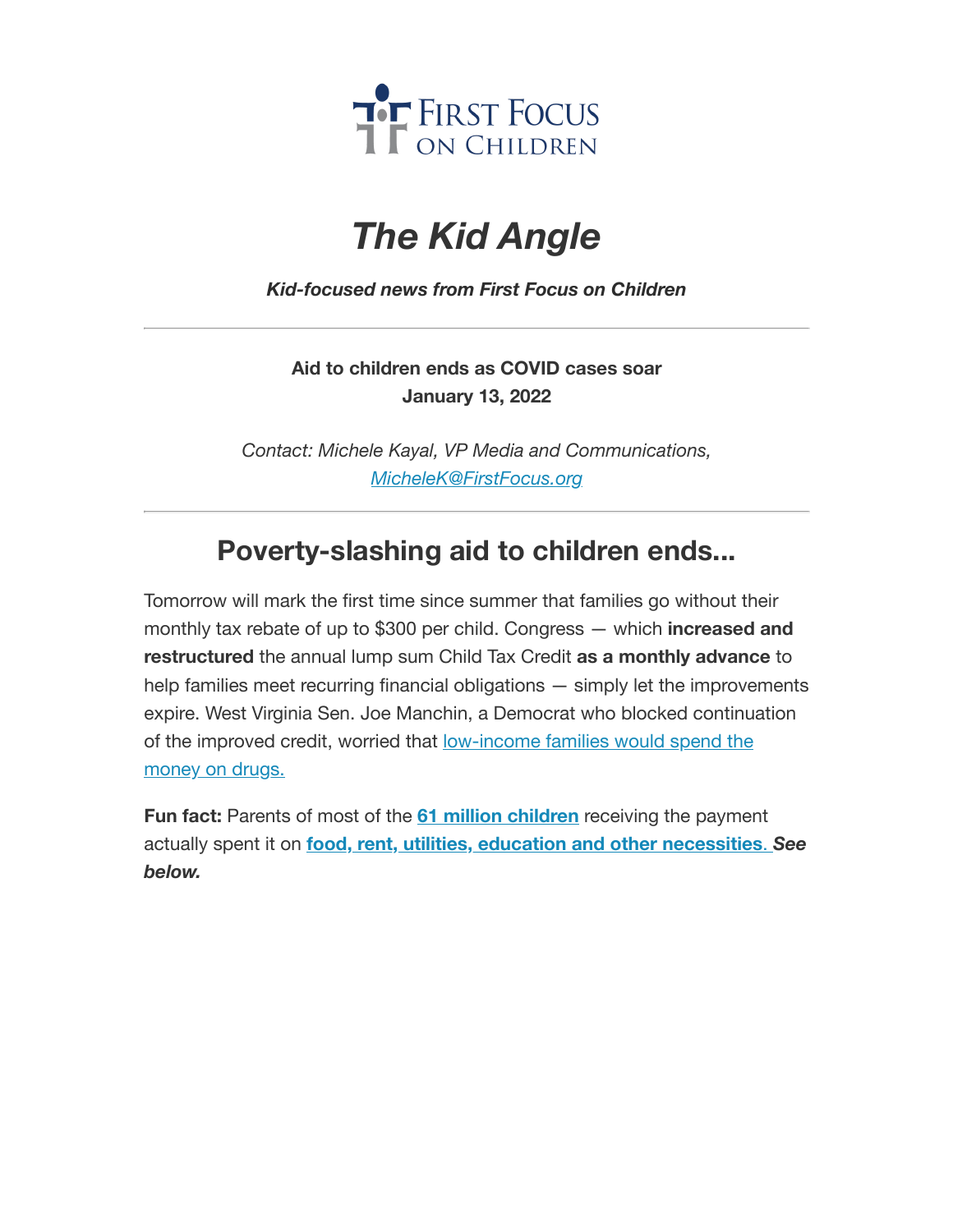First Focus on Children

# *The Kid Angle*

***Kid-focused news from First Focus on Children***

---

**Aid to children ends as COVID cases soar**
**January 13, 2022**

*Contact: Michele Kayal, VP Media and Communications, MicheleK@FirstFocus.org*

---

## Poverty-slashing aid to children ends...

Tomorrow will mark the first time since summer that families go without their monthly tax rebate of up to $300 per child. Congress — which **increased and restructured** the annual lump sum Child Tax Credit **as a monthly advance** to help families meet recurring financial obligations — simply let the improvements expire. West Virginia Sen. Joe Manchin, a Democrat who blocked continuation of the improved credit, worried that low-income families would spend the money on drugs.

**Fun fact:** Parents of most of the **61 million children** receiving the payment actually spent it on **food, rent, utilities, education and other necessities**. ***See below.***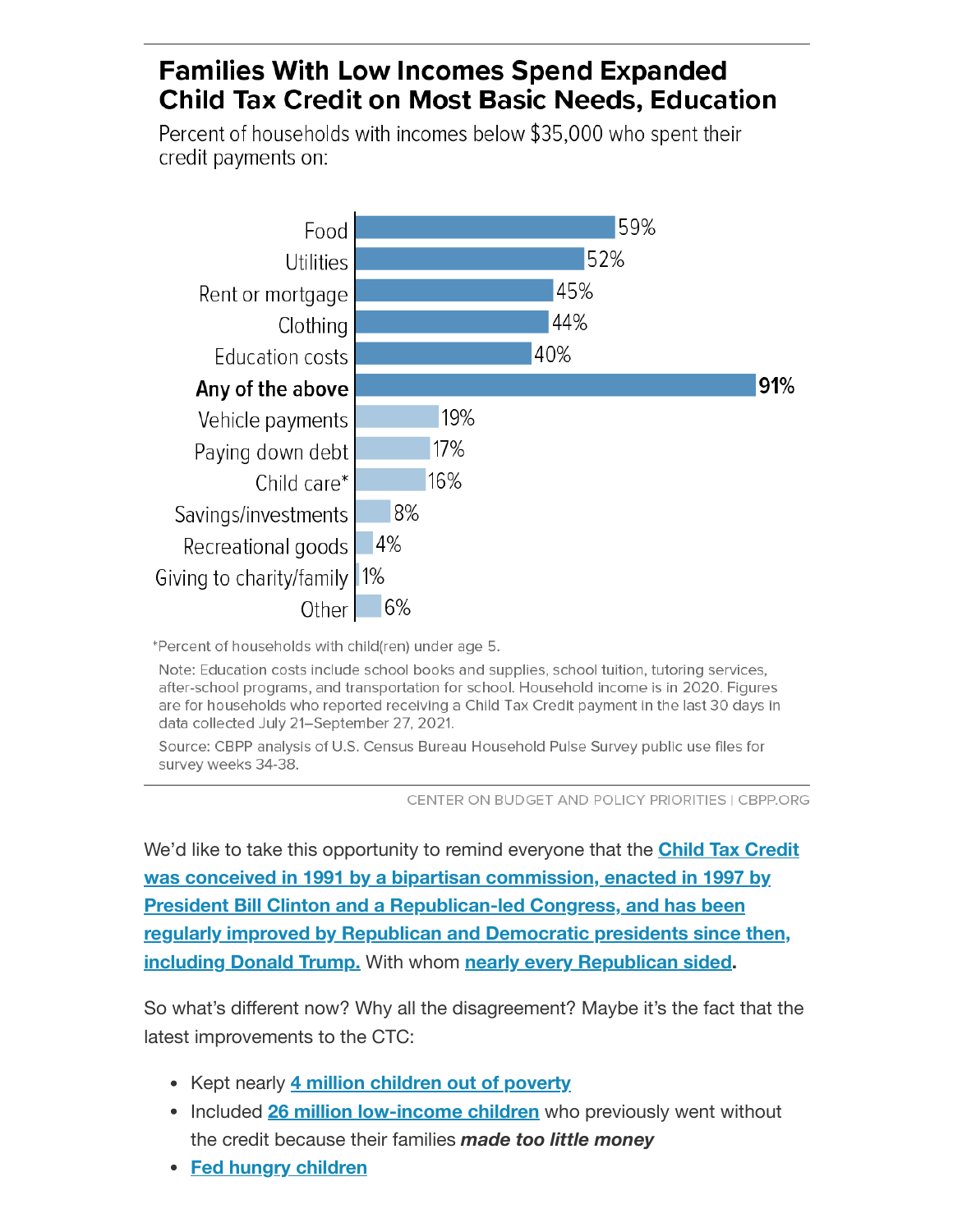## Families With Low Incomes Spend Expanded Child Tax Credit on Most Basic Needs, Education

Percent of households with incomes below $35,000 who spent their credit payments on:

| Category | Percent |
|---|---|
| Food | 59% |
| Utilities | 52% |
| Rent or mortgage | 45% |
| Clothing | 44% |
| Education costs | 40% |
| **Any of the above** | **91%** |
| Vehicle payments | 19% |
| Paying down debt | 17% |
| Child care* | 16% |
| Savings/investments | 8% |
| Recreational goods | 4% |
| Giving to charity/family | 1% |
| Other | 6% |

*Percent of households with child(ren) under age 5.

Note: Education costs include school books and supplies, school tuition, tutoring services, after-school programs, and transportation for school. Household income is in 2020. Figures are for households who reported receiving a Child Tax Credit payment in the last 30 days in data collected July 21–September 27, 2021.

Source: CBPP analysis of U.S. Census Bureau Household Pulse Survey public use files for survey weeks 34-38.

CENTER ON BUDGET AND POLICY PRIORITIES | CBPP.ORG

We'd like to take this opportunity to remind everyone that the **Child Tax Credit was conceived in 1991 by a bipartisan commission, enacted in 1997 by President Bill Clinton and a Republican-led Congress, and has been regularly improved by Republican and Democratic presidents since then, including Donald Trump.** With whom **nearly every Republican sided**.

So what's different now? Why all the disagreement? Maybe it's the fact that the latest improvements to the CTC:

- Kept nearly **4 million children out of poverty**
- Included **26 million low-income children** who previously went without the credit because their families ***made too little money***
- **Fed hungry children**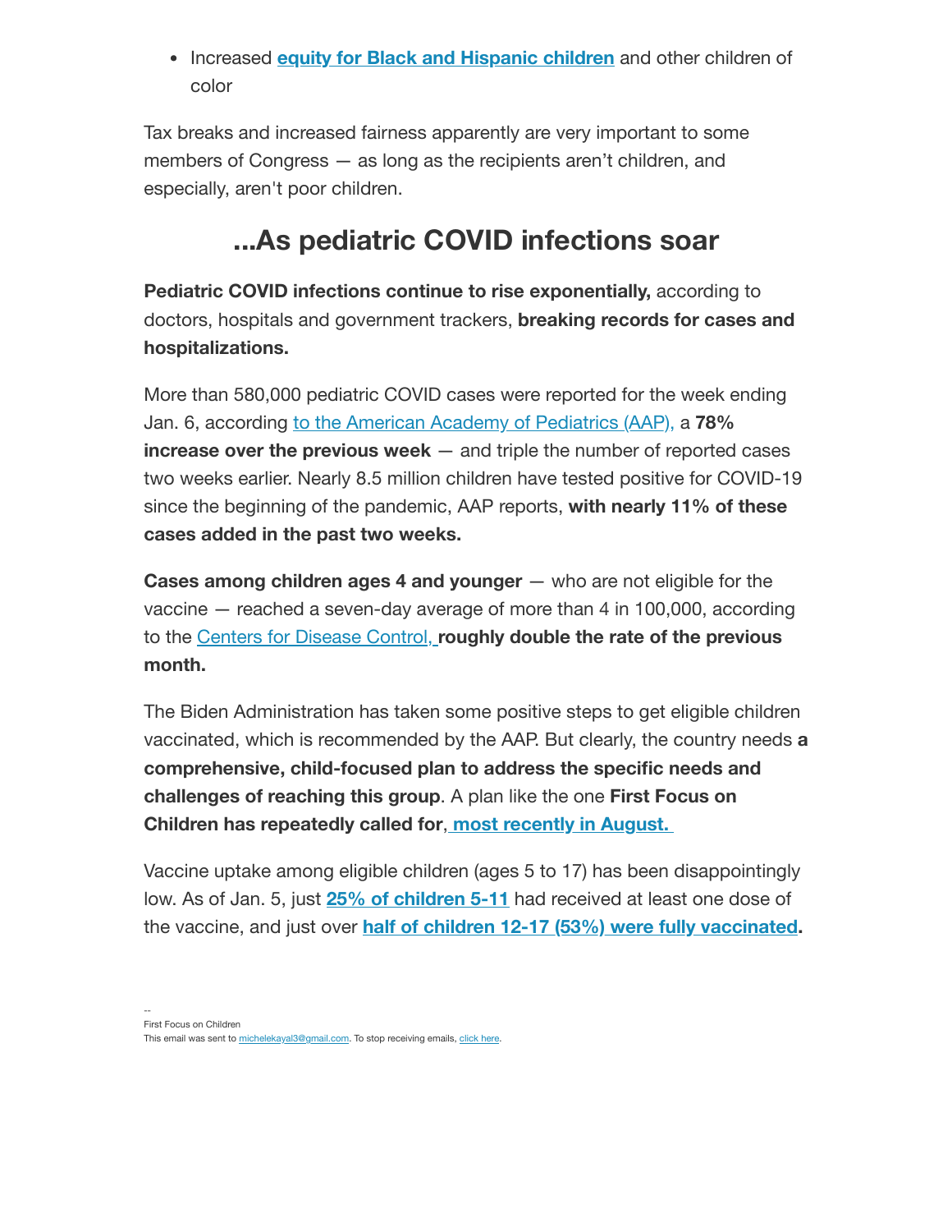- Increased **equity for Black and Hispanic children** and other children of color

Tax breaks and increased fairness apparently are very important to some members of Congress — as long as the recipients aren't children, and especially, aren't poor children.

## ...As pediatric COVID infections soar

**Pediatric COVID infections continue to rise exponentially,** according to doctors, hospitals and government trackers, **breaking records for cases and hospitalizations.**

More than 580,000 pediatric COVID cases were reported for the week ending Jan. 6, according to the American Academy of Pediatrics (AAP), a **78% increase over the previous week** — and triple the number of reported cases two weeks earlier. Nearly 8.5 million children have tested positive for COVID-19 since the beginning of the pandemic, AAP reports, **with nearly 11% of these cases added in the past two weeks.**

**Cases among children ages 4 and younger** — who are not eligible for the vaccine — reached a seven-day average of more than 4 in 100,000, according to the Centers for Disease Control, **roughly double the rate of the previous month.**

The Biden Administration has taken some positive steps to get eligible children vaccinated, which is recommended by the AAP. But clearly, the country needs **a comprehensive, child-focused plan to address the specific needs and challenges of reaching this group**. A plan like the one **First Focus on Children has repeatedly called for, most recently in August.**

Vaccine uptake among eligible children (ages 5 to 17) has been disappointingly low. As of Jan. 5, just **25% of children 5-11** had received at least one dose of the vaccine, and just over **half of children 12-17 (53%) were fully vaccinated**.

--
First Focus on Children
This email was sent to michelekayal3@gmail.com. To stop receiving emails, click here.